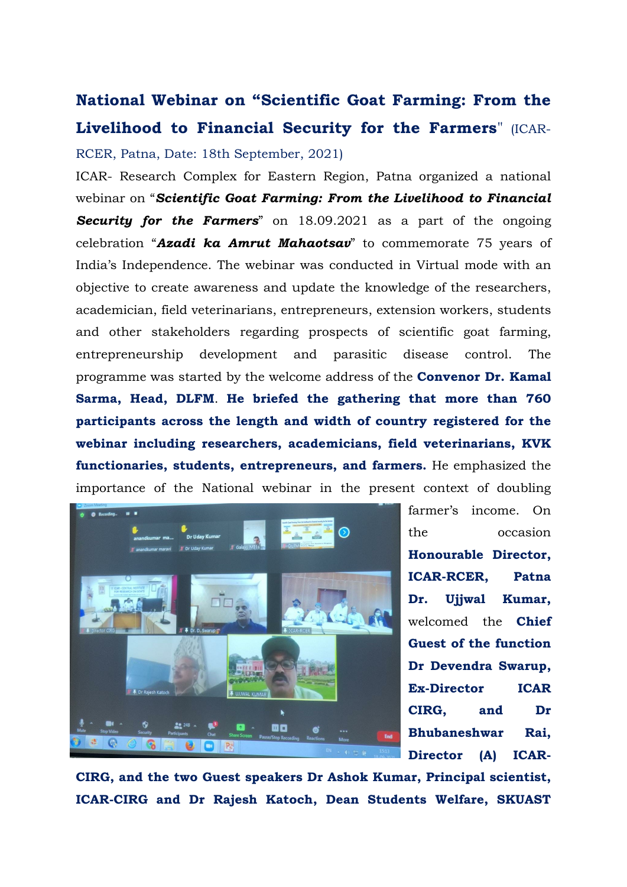# National Webinar on "Scientific Goat Farming: From the Livelihood to Financial Security for the Farmers" (ICAR-RCER, Patna, Date: 18th September, 2021)

ICAR- Research Complex for Eastern Region, Patna organized a national webinar on "***Scientific Goat Farming: From the Livelihood to Financial Security for the Farmers***" on 18.09.2021 as a part of the ongoing celebration "***Azadi ka Amrut Mahaotsav***" to commemorate 75 years of India's Independence. The webinar was conducted in Virtual mode with an objective to create awareness and update the knowledge of the researchers, academician, field veterinarians, entrepreneurs, extension workers, students and other stakeholders regarding prospects of scientific goat farming, entrepreneurship development and parasitic disease control. The programme was started by the welcome address of the **Convenor Dr. Kamal Sarma, Head, DLFM**. **He briefed the gathering that more than 760 participants across the length and width of country registered for the webinar including researchers, academicians, field veterinarians, KVK functionaries, students, entrepreneurs, and farmers.** He emphasized the importance of the National webinar in the present context of doubling farmer's income. On the occasion **Honourable Director, ICAR-RCER, Patna Dr. Ujjwal Kumar,** welcomed the **Chief Guest of the function Dr Devendra Swarup, Ex-Director ICAR CIRG, and Dr Bhubaneshwar Rai, Director (A) ICAR-CIRG, and the two Guest speakers Dr Ashok Kumar, Principal scientist, ICAR-CIRG and Dr Rajesh Katoch, Dean Students Welfare, SKUAST**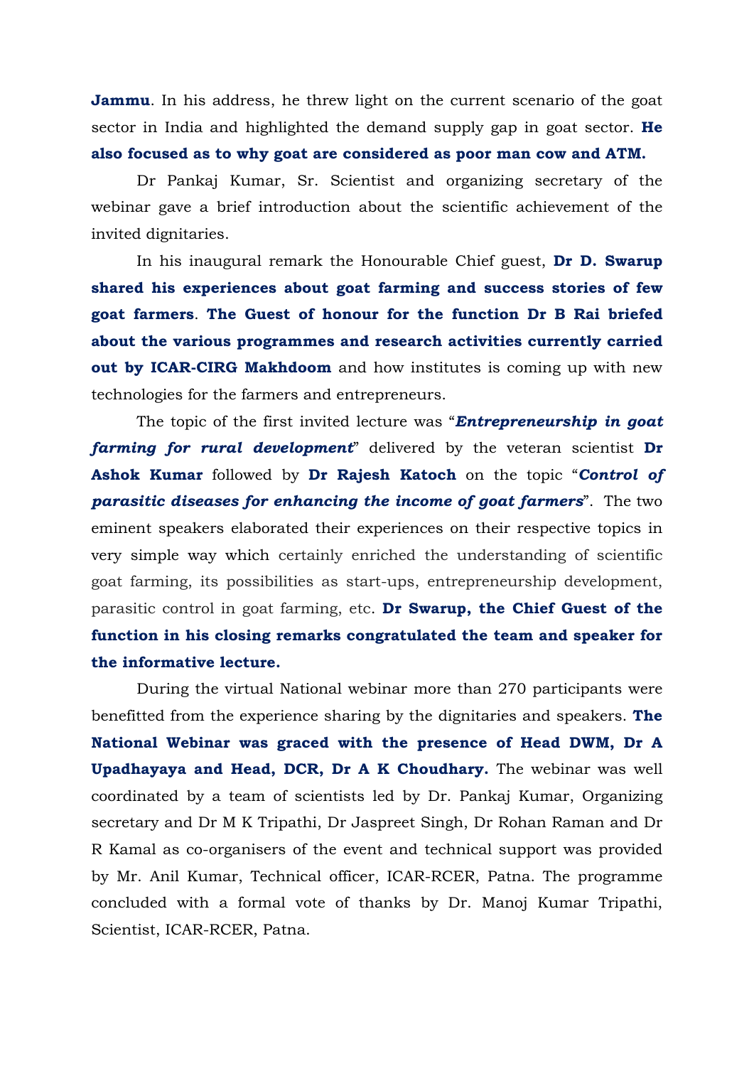**Jammu**. In his address, he threw light on the current scenario of the goat sector in India and highlighted the demand supply gap in goat sector. **He also focused as to why goat are considered as poor man cow and ATM.**

Dr Pankaj Kumar, Sr. Scientist and organizing secretary of the webinar gave a brief introduction about the scientific achievement of the invited dignitaries.

In his inaugural remark the Honourable Chief guest, **Dr D. Swarup shared his experiences about goat farming and success stories of few goat farmers**. **The Guest of honour for the function Dr B Rai briefed about the various programmes and research activities currently carried out by ICAR-CIRG Makhdoom** and how institutes is coming up with new technologies for the farmers and entrepreneurs.

The topic of the first invited lecture was "***Entrepreneurship in goat farming for rural development***" delivered by the veteran scientist **Dr Ashok Kumar** followed by **Dr Rajesh Katoch** on the topic "***Control of parasitic diseases for enhancing the income of goat farmers***". The two eminent speakers elaborated their experiences on their respective topics in very simple way which certainly enriched the understanding of scientific goat farming, its possibilities as start-ups, entrepreneurship development, parasitic control in goat farming, etc. **Dr Swarup, the Chief Guest of the function in his closing remarks congratulated the team and speaker for the informative lecture.**

During the virtual National webinar more than 270 participants were benefitted from the experience sharing by the dignitaries and speakers. **The National Webinar was graced with the presence of Head DWM, Dr A Upadhayaya and Head, DCR, Dr A K Choudhary.** The webinar was well coordinated by a team of scientists led by Dr. Pankaj Kumar, Organizing secretary and Dr M K Tripathi, Dr Jaspreet Singh, Dr Rohan Raman and Dr R Kamal as co-organisers of the event and technical support was provided by Mr. Anil Kumar, Technical officer, ICAR-RCER, Patna. The programme concluded with a formal vote of thanks by Dr. Manoj Kumar Tripathi, Scientist, ICAR-RCER, Patna.